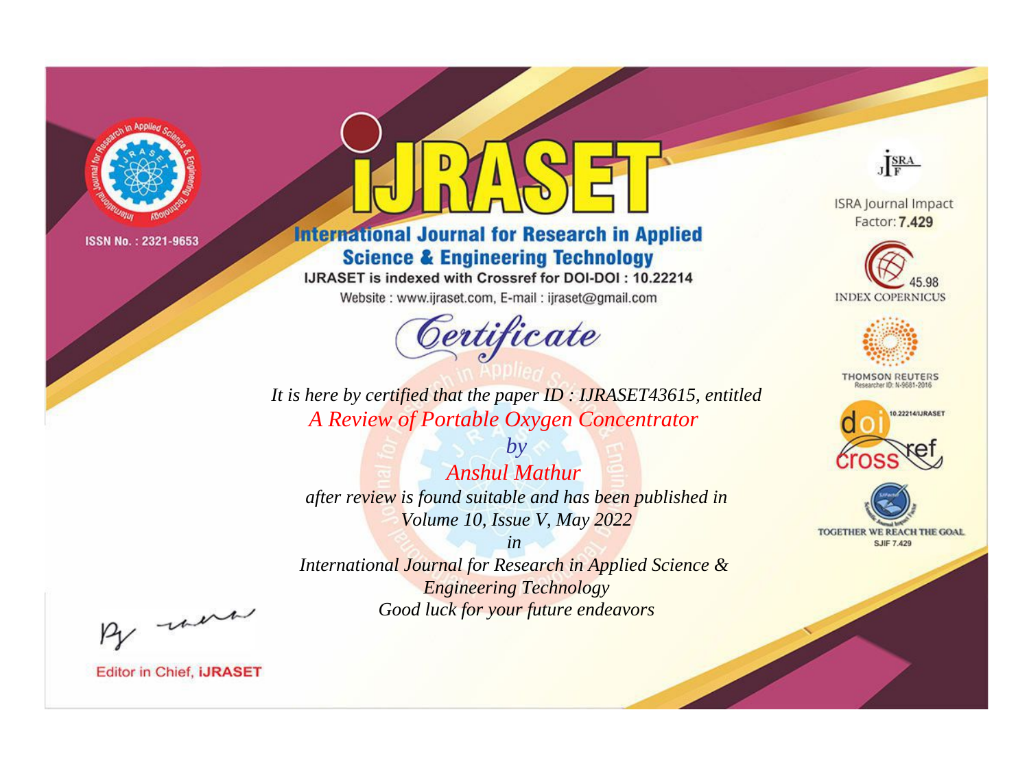ISSN No. : 2321-9653

# iJRASET

## International Journal for Research in Applied Science & Engineering Technology

IJRASET is indexed with Crossref for DOI-DOI : 10.22214

Website : www.ijraset.com, E-mail : ijraset@gmail.com

ISRA Journal Impact Factor: **7.429**

45.98 INDEX COPERNICUS

THOMSON REUTERS Researcher ID: N-9681-2016

10.22214/IJRASET

TOGETHER WE REACH THE GOAL SJIF 7.429

# Certificate

*It is here by certified that the paper ID : IJRASET43615, entitled*

*A Review of Portable Oxygen Concentrator*

*by*

*Anshul Mathur*

*after review is found suitable and has been published in*

*Volume 10, Issue V, May 2022*

*in*

*International Journal for Research in Applied Science & Engineering Technology*

*Good luck for your future endeavors*

Editor in Chief, iJRASET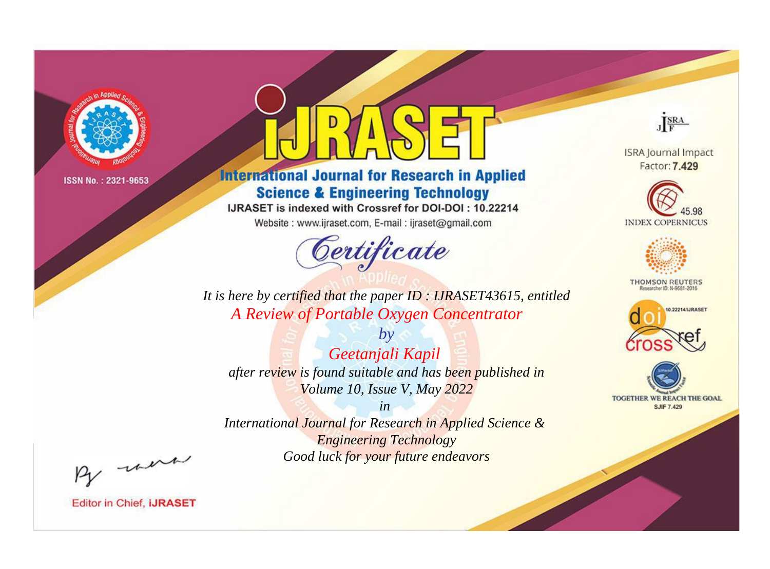ISSN No. : 2321-9653

# International Journal for Research in Applied Science & Engineering Technology

IJRASET is indexed with Crossref for DOI-DOI : 10.22214

Website : www.ijraset.com, E-mail : ijraset@gmail.com

## Certificate

*It is here by certified that the paper ID : IJRASET43615, entitled*

*A Review of Portable Oxygen Concentrator*

*by*

*Geetanjali Kapil*

*after review is found suitable and has been published in*

*Volume 10, Issue V, May 2022*

*in*

*International Journal for Research in Applied Science & Engineering Technology*

*Good luck for your future endeavors*

ISRA Journal Impact Factor: **7.429**

45.98 INDEX COPERNICUS

THOMSON REUTERS Researcher ID: N-9681-2016

10.22214/IJRASET

TOGETHER WE REACH THE GOAL SJIF 7.429

Editor in Chief, **iJRASET**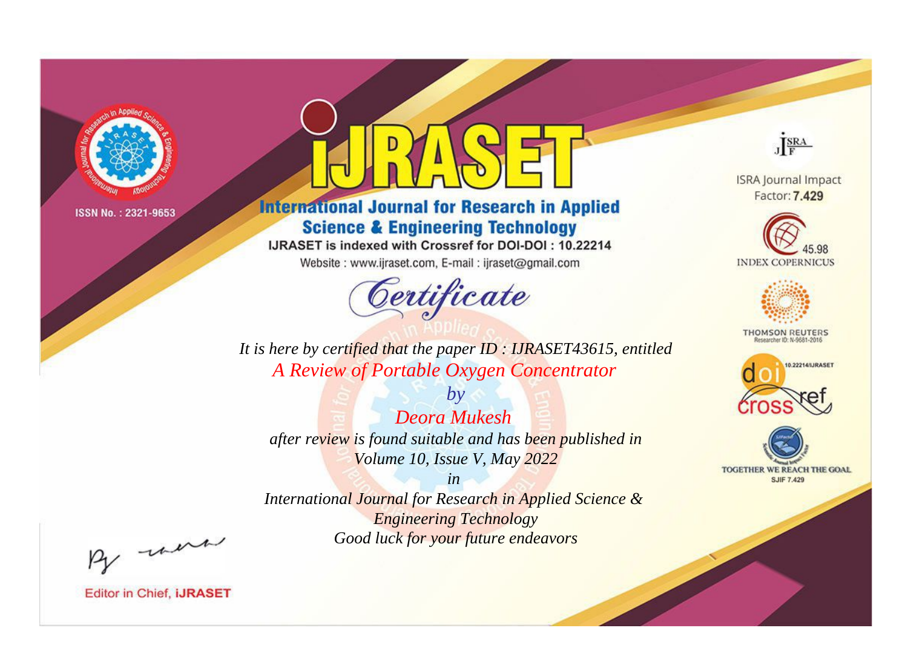ISSN No. : 2321-9653

# iJRASET

## International Journal for Research in Applied Science & Engineering Technology

IJRASET is indexed with Crossref for DOI-DOI : 10.22214

Website : www.ijraset.com, E-mail : ijraset@gmail.com

ISRA Journal Impact Factor: **7.429**

45.98 INDEX COPERNICUS

THOMSON REUTERS Researcher ID: N-9681-2016

10.22214/IJRASET

TOGETHER WE REACH THE GOAL SJIF 7.429

*Certificate*

*It is here by certified that the paper ID : IJRASET43615, entitled*

*A Review of Portable Oxygen Concentrator*

*by*

*Deora Mukesh*

*after review is found suitable and has been published in*

*Volume 10, Issue V, May 2022*

*in*

*International Journal for Research in Applied Science & Engineering Technology*

*Good luck for your future endeavors*

Editor in Chief, **iJRASET**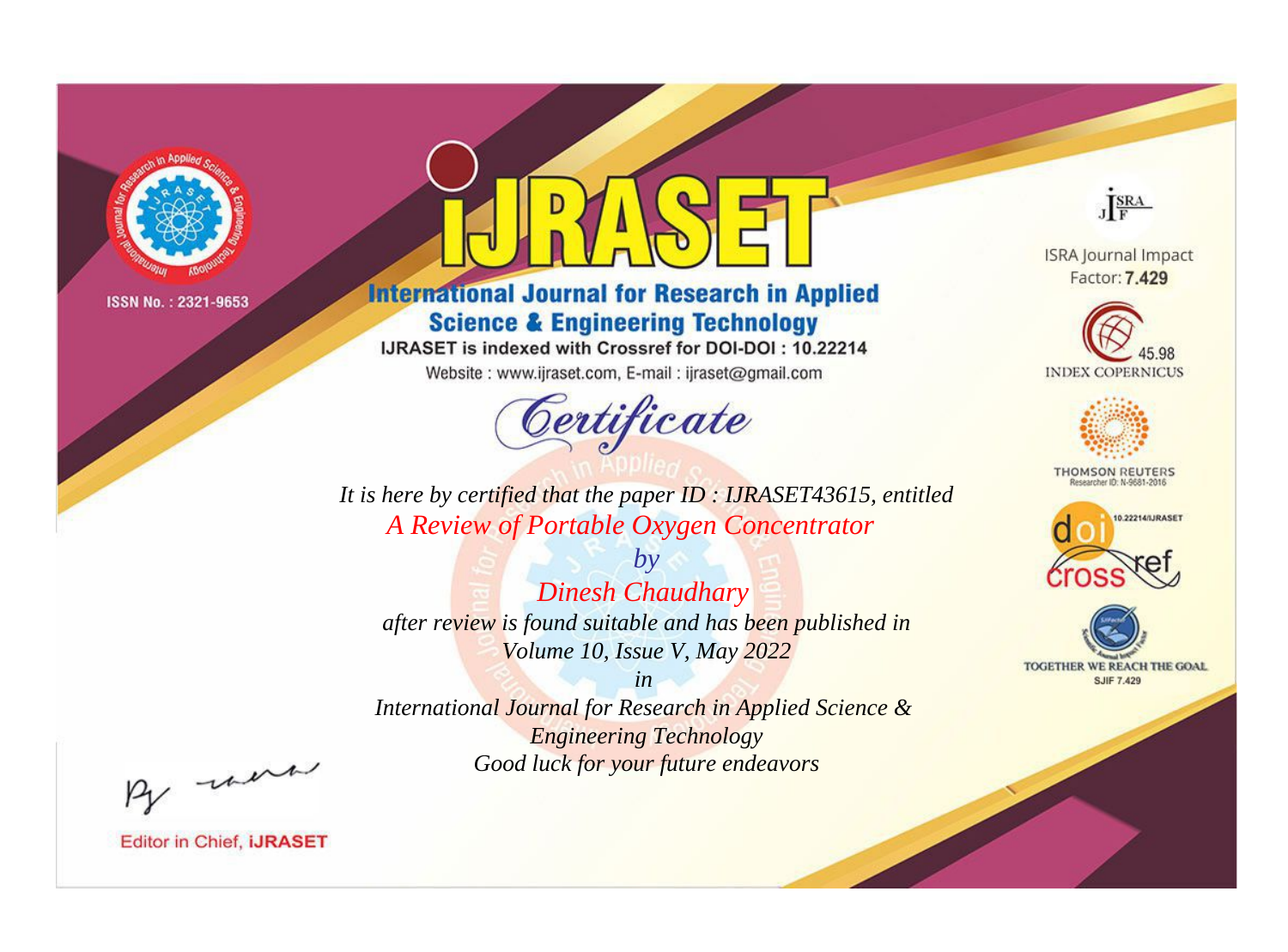ISSN No. : 2321-9653

# iJRASET

## International Journal for Research in Applied Science & Engineering Technology

IJRASET is indexed with Crossref for DOI-DOI : 10.22214

Website : www.ijraset.com, E-mail : ijraset@gmail.com

ISRA Journal Impact Factor: **7.429**

45.98 INDEX COPERNICUS

THOMSON REUTERS Researcher ID: N-9681-2016

10.22214/IJRASET

TOGETHER WE REACH THE GOAL SJIF 7.429

# *Certificate*

*It is here by certified that the paper ID : IJRASET43615, entitled*

*A Review of Portable Oxygen Concentrator*

*by*

*Dinesh Chaudhary*

*after review is found suitable and has been published in*

*Volume 10, Issue V, May 2022*

*in*

*International Journal for Research in Applied Science & Engineering Technology*

*Good luck for your future endeavors*

Editor in Chief, **iJRASET**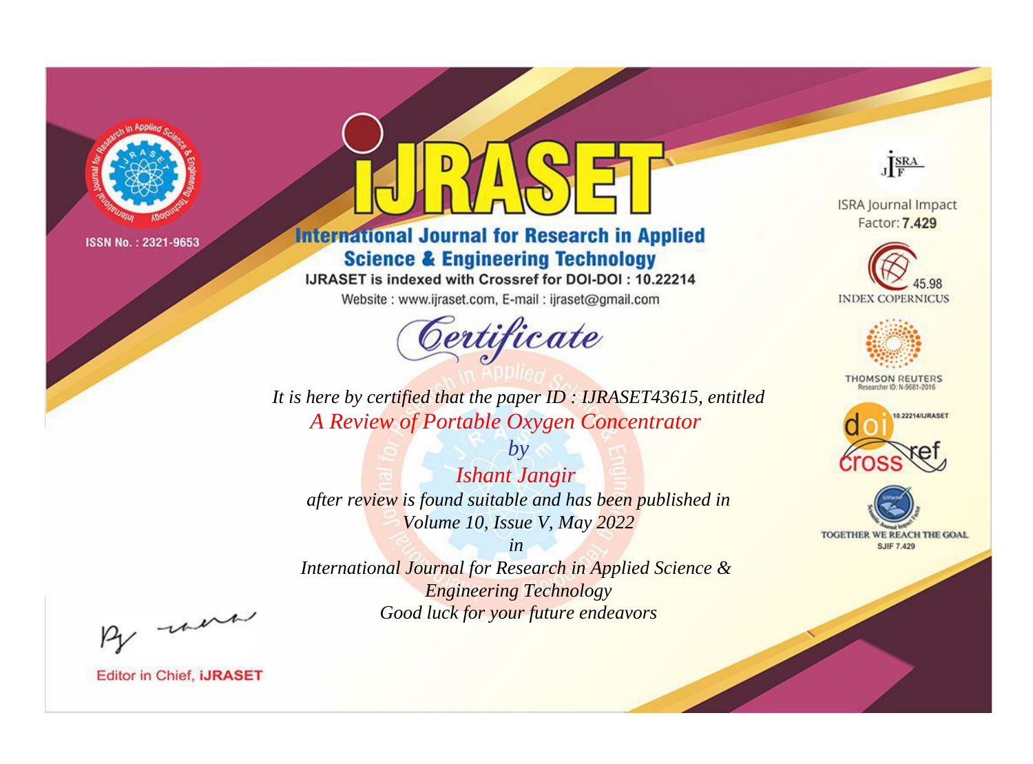ISSN No. : 2321-9653

# IJRASET

## International Journal for Research in Applied Science & Engineering Technology

IJRASET is indexed with Crossref for DOI-DOI : 10.22214

Website : www.ijraset.com, E-mail : ijraset@gmail.com

ISRA Journal Impact Factor: **7.429**

45.98 INDEX COPERNICUS

THOMSON REUTERS Researcher ID: N-9681-2016

10.22214/IJRASET

TOGETHER WE REACH THE GOAL SJIF 7.429

# *Certificate*

*It is here by certified that the paper ID : IJRASET43615, entitled*

*A Review of Portable Oxygen Concentrator*

*by*

*Ishant Jangir*

*after review is found suitable and has been published in*

*Volume 10, Issue V, May 2022*

*in*

*International Journal for Research in Applied Science & Engineering Technology*

*Good luck for your future endeavors*

Editor in Chief, **iJRASET**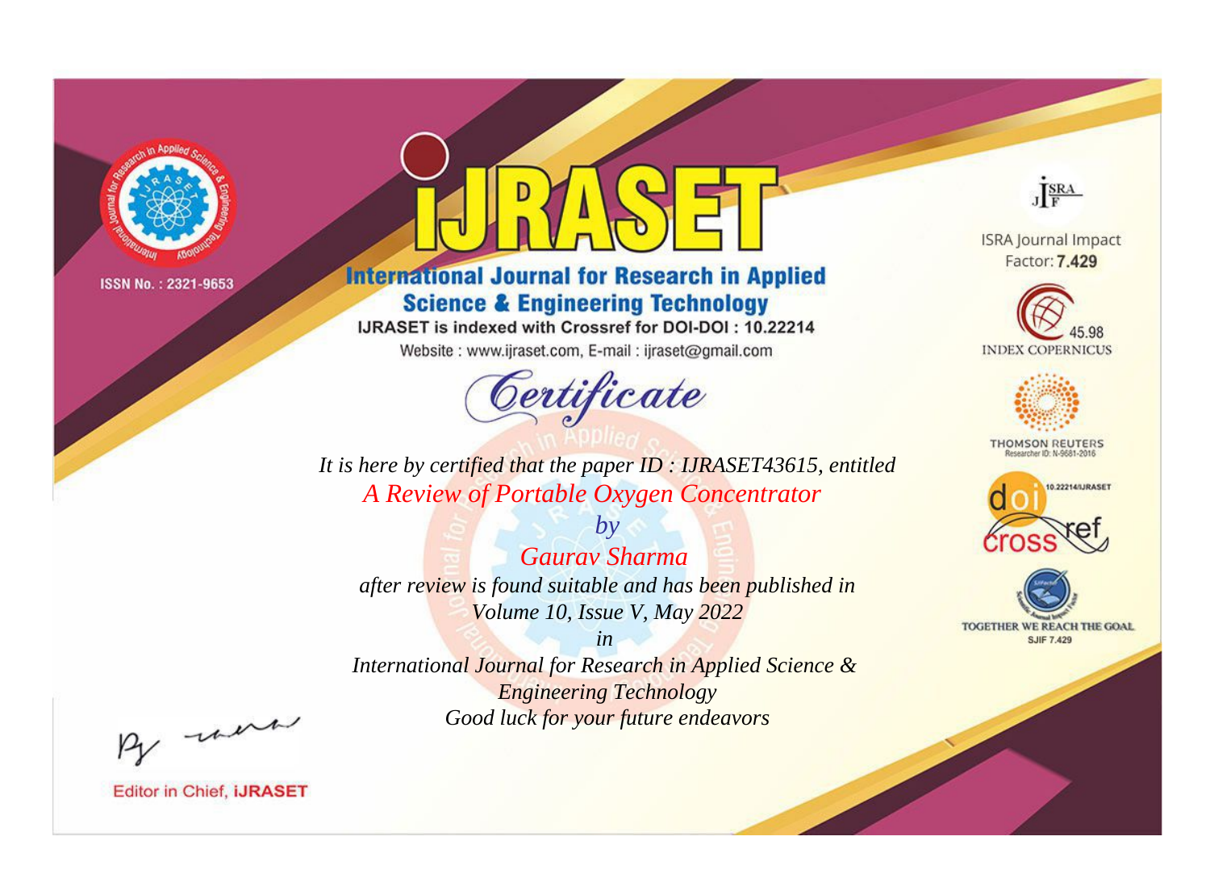ISSN No. : 2321-9653

# iJRASET

## International Journal for Research in Applied Science & Engineering Technology

IJRASET is indexed with Crossref for DOI-DOI : 10.22214

Website : www.ijraset.com, E-mail : ijraset@gmail.com

ISRA Journal Impact Factor: **7.429**

45.98 INDEX COPERNICUS

THOMSON REUTERS Researcher ID: N-9681-2016

10.22214/IJRASET

TOGETHER WE REACH THE GOAL SJIF 7.429

*Certificate*

*It is here by certified that the paper ID : IJRASET43615, entitled*

*A Review of Portable Oxygen Concentrator*

*by*

*Gaurav Sharma*

*after review is found suitable and has been published in*

*Volume 10, Issue V, May 2022*

*in*

*International Journal for Research in Applied Science & Engineering Technology*

*Good luck for your future endeavors*

Editor in Chief, **iJRASET**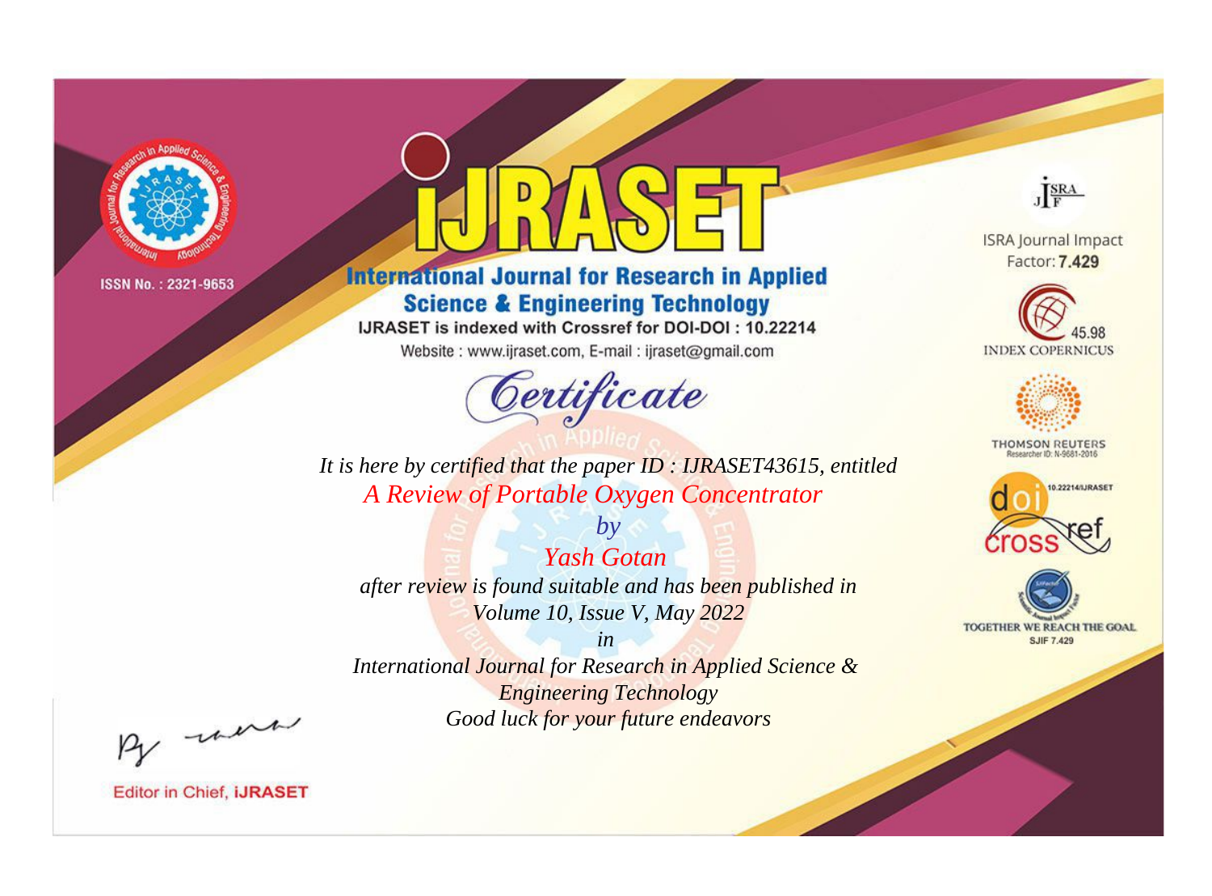ISSN No. : 2321-9653

# iJRASET

## International Journal for Research in Applied Science & Engineering Technology

IJRASET is indexed with Crossref for DOI-DOI : 10.22214

Website : www.ijraset.com, E-mail : ijraset@gmail.com

ISRA Journal Impact Factor: **7.429**

45.98 INDEX COPERNICUS

THOMSON REUTERS Researcher ID: N-9681-2016

10.22214/IJRASET

TOGETHER WE REACH THE GOAL SJIF 7.429

# *Certificate*

*It is here by certified that the paper ID : IJRASET43615, entitled*

*A Review of Portable Oxygen Concentrator*

*by*

*Yash Gotan*

*after review is found suitable and has been published in*

*Volume 10, Issue V, May 2022*

*in*

*International Journal for Research in Applied Science & Engineering Technology*

*Good luck for your future endeavors*

Editor in Chief, **iJRASET**